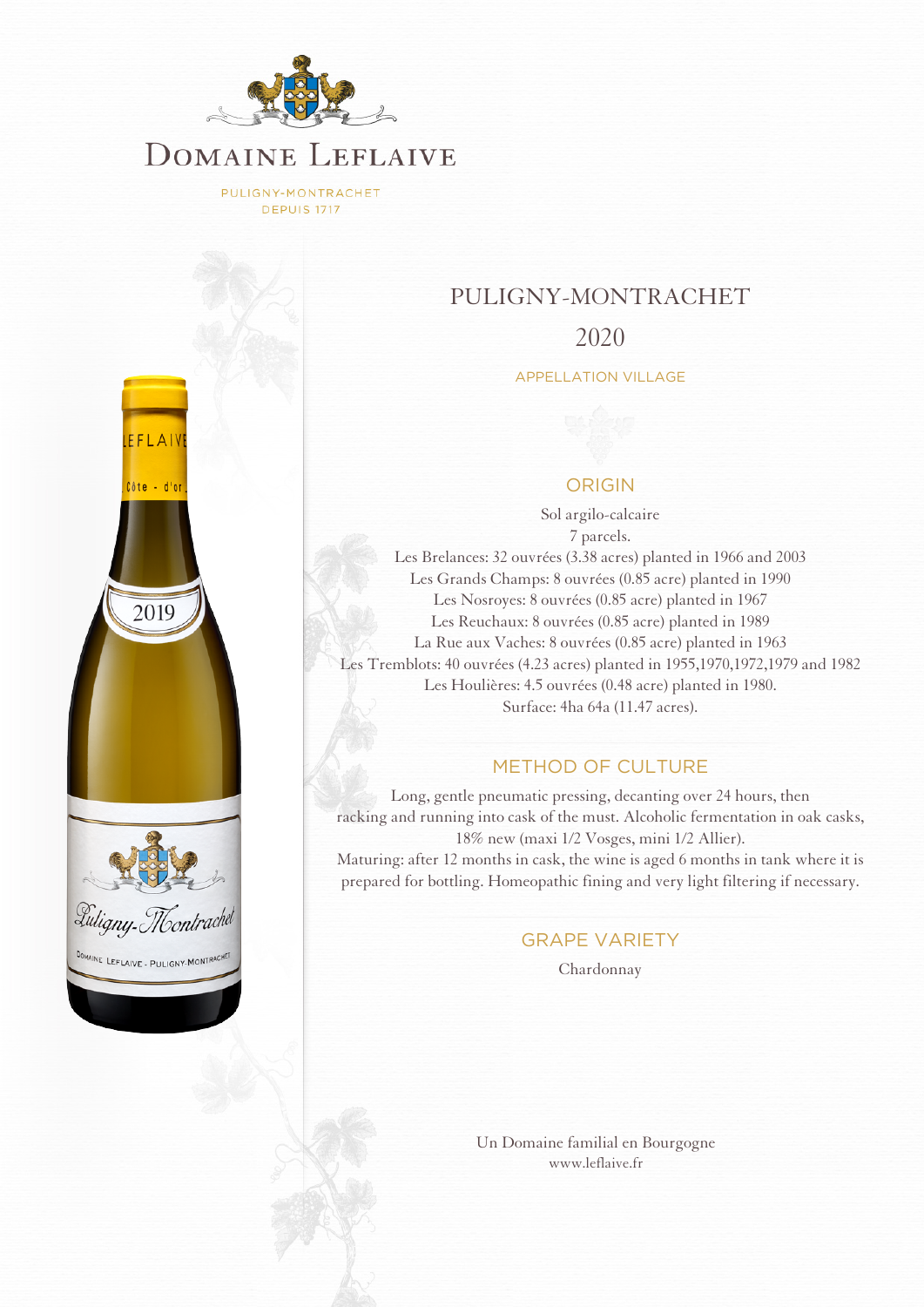# DOMAINE LEFLAIVE

PULIGNY-MONTRACHET
DEPUIS 1717

## PULIGNY-MONTRACHET

## 2020

APPELLATION VILLAGE

### ORIGIN

Sol argilo-calcaire
7 parcels.
Les Brelances: 32 ouvrées (3.38 acres) planted in 1966 and 2003
Les Grands Champs: 8 ouvrées (0.85 acre) planted in 1990
Les Nosroyes: 8 ouvrées (0.85 acre) planted in 1967
Les Reuchaux: 8 ouvrées (0.85 acre) planted in 1989
La Rue aux Vaches: 8 ouvrées (0.85 acre) planted in 1963
Les Tremblots: 40 ouvrées (4.23 acres) planted in 1955,1970,1972,1979 and 1982
Les Houlières: 4.5 ouvrées (0.48 acre) planted in 1980.
Surface: 4ha 64a (11.47 acres).

### METHOD OF CULTURE

Long, gentle pneumatic pressing, decanting over 24 hours, then racking and running into cask of the must. Alcoholic fermentation in oak casks, 18% new (maxi 1/2 Vosges, mini 1/2 Allier).
Maturing: after 12 months in cask, the wine is aged 6 months in tank where it is prepared for bottling. Homeopathic fining and very light filtering if necessary.

### GRAPE VARIETY

Chardonnay

Un Domaine familial en Bourgogne
www.leflaive.fr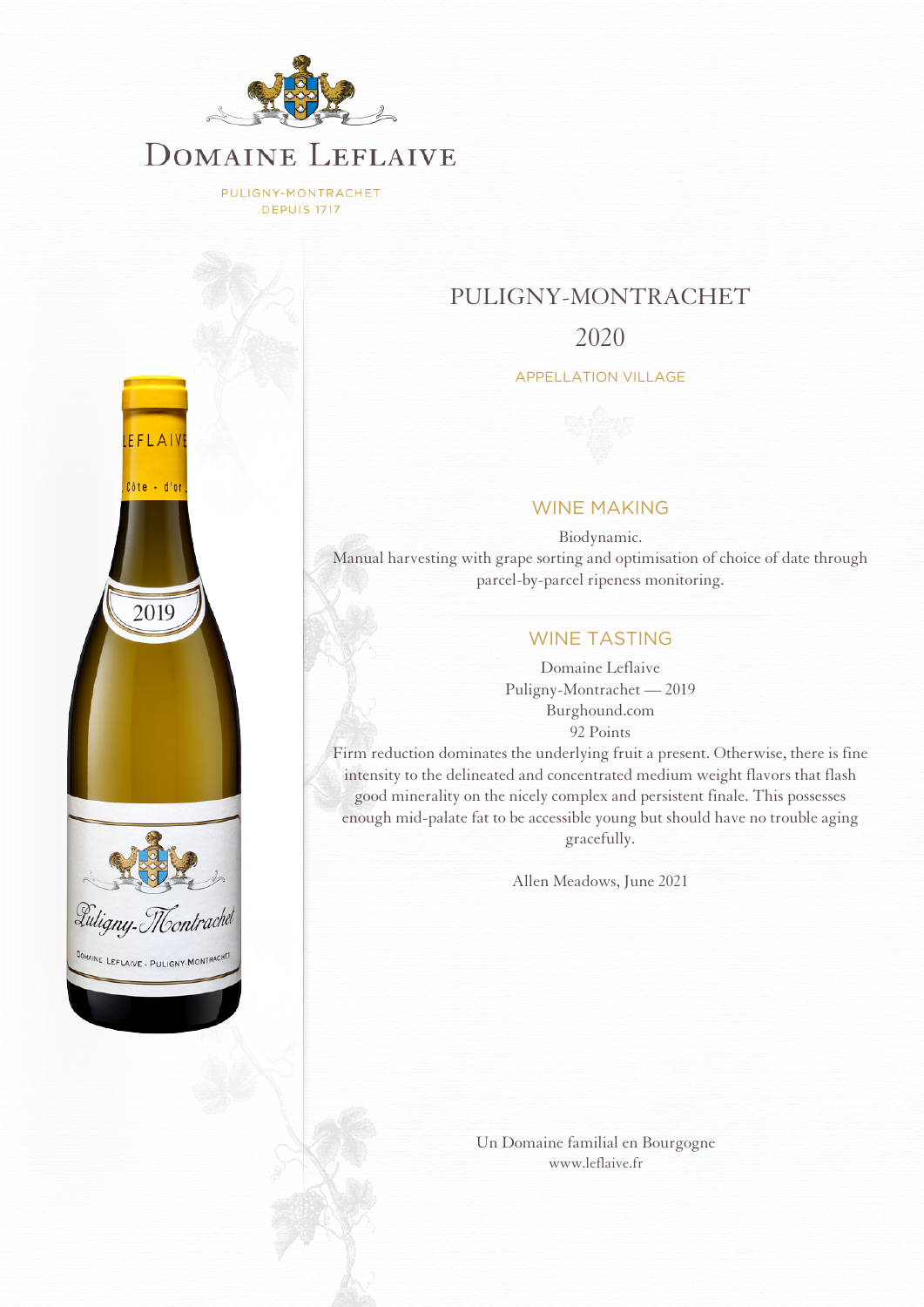# DOMAINE LEFLAIVE

PULIGNY-MONTRACHET
DEPUIS 1717

## PULIGNY-MONTRACHET

## 2020

APPELLATION VILLAGE

### WINE MAKING

Biodynamic.
Manual harvesting with grape sorting and optimisation of choice of date through parcel-by-parcel ripeness monitoring.

### WINE TASTING

Domaine Leflaive
Puligny-Montrachet — 2019
Burghound.com
92 Points

Firm reduction dominates the underlying fruit a present. Otherwise, there is fine intensity to the delineated and concentrated medium weight flavors that flash good minerality on the nicely complex and persistent finale. This possesses enough mid-palate fat to be accessible young but should have no trouble aging gracefully.

Allen Meadows, June 2021

Un Domaine familial en Bourgogne
www.leflaive.fr